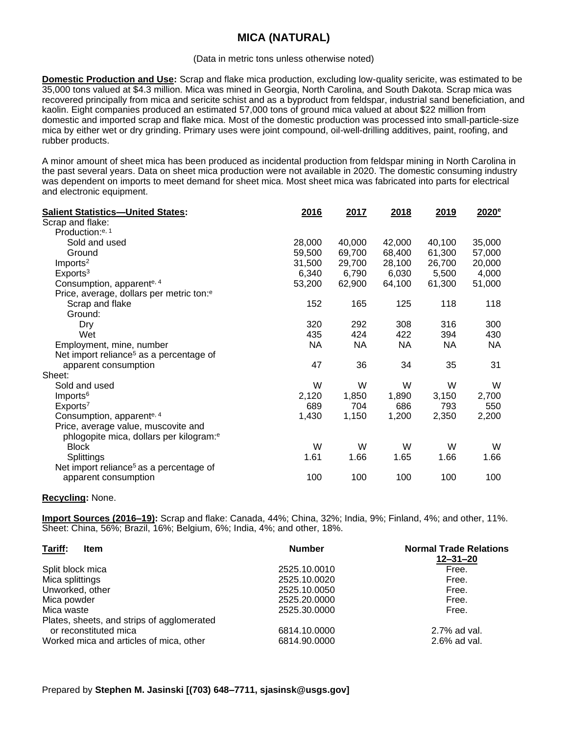# MICA (NATURAL)

(Data in metric tons unless otherwise noted)

**Domestic Production and Use:** Scrap and flake mica production, excluding low-quality sericite, was estimated to be 35,000 tons valued at $4.3 million. Mica was mined in Georgia, North Carolina, and South Dakota. Scrap mica was recovered principally from mica and sericite schist and as a byproduct from feldspar, industrial sand beneficiation, and kaolin. Eight companies produced an estimated 57,000 tons of ground mica valued at about $22 million from domestic and imported scrap and flake mica. Most of the domestic production was processed into small-particle-size mica by either wet or dry grinding. Primary uses were joint compound, oil-well-drilling additives, paint, roofing, and rubber products.

A minor amount of sheet mica has been produced as incidental production from feldspar mining in North Carolina in the past several years. Data on sheet mica production were not available in 2020. The domestic consuming industry was dependent on imports to meet demand for sheet mica. Most sheet mica was fabricated into parts for electrical and electronic equipment.

| **Salient Statistics—United States:** | **2016** | **2017** | **2018** | **2019** | **2020[e]** |
|---|---|---|---|---|---|
| Scrap and flake: | | | | | |
| Production:[e, 1] | | | | | |
| Sold and used | 28,000 | 40,000 | 42,000 | 40,100 | 35,000 |
| Ground | 59,500 | 69,700 | 68,400 | 61,300 | 57,000 |
| Imports[2] | 31,500 | 29,700 | 28,100 | 26,700 | 20,000 |
| Exports[3] | 6,340 | 6,790 | 6,030 | 5,500 | 4,000 |
| Consumption, apparent[e, 4] | 53,200 | 62,900 | 64,100 | 61,300 | 51,000 |
| Price, average, dollars per metric ton:[e] | | | | | |
| Scrap and flake | 152 | 165 | 125 | 118 | 118 |
| Ground: | | | | | |
| Dry | 320 | 292 | 308 | 316 | 300 |
| Wet | 435 | 424 | 422 | 394 | 430 |
| Employment, mine, number | NA | NA | NA | NA | NA |
| Net import reliance[5] as a percentage of apparent consumption | 47 | 36 | 34 | 35 | 31 |
| Sheet: | | | | | |
| Sold and used | W | W | W | W | W |
| Imports[6] | 2,120 | 1,850 | 1,890 | 3,150 | 2,700 |
| Exports[7] | 689 | 704 | 686 | 793 | 550 |
| Consumption, apparent[e, 4] | 1,430 | 1,150 | 1,200 | 2,350 | 2,200 |
| Price, average value, muscovite and phlogopite mica, dollars per kilogram:[e] | | | | | |
| Block | W | W | W | W | W |
| Splittings | 1.61 | 1.66 | 1.65 | 1.66 | 1.66 |
| Net import reliance[5] as a percentage of apparent consumption | 100 | 100 | 100 | 100 | 100 |

**Recycling:** None.

**Import Sources (2016–19):** Scrap and flake: Canada, 44%; China, 32%; India, 9%; Finland, 4%; and other, 11%. Sheet: China, 56%; Brazil, 16%; Belgium, 6%; India, 4%; and other, 18%.

| **Tariff:** Item | Number | Normal Trade Relations 12–31–20 |
|---|---|---|
| Split block mica | 2525.10.0010 | Free. |
| Mica splittings | 2525.10.0020 | Free. |
| Unworked, other | 2525.10.0050 | Free. |
| Mica powder | 2525.20.0000 | Free. |
| Mica waste | 2525.30.0000 | Free. |
| Plates, sheets, and strips of agglomerated or reconstituted mica | 6814.10.0000 | 2.7% ad val. |
| Worked mica and articles of mica, other | 6814.90.0000 | 2.6% ad val. |

Prepared by **Stephen M. Jasinski [(703) 648–7711, sjasinsk@usgs.gov]**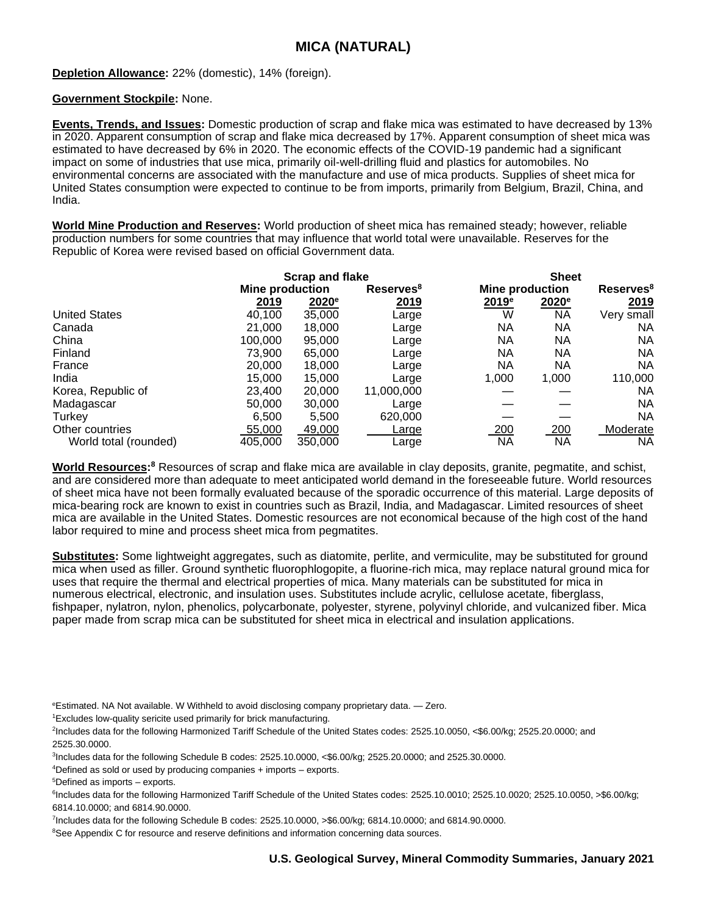# MICA (NATURAL)

**Depletion Allowance:** 22% (domestic), 14% (foreign).

**Government Stockpile:** None.

**Events, Trends, and Issues:** Domestic production of scrap and flake mica was estimated to have decreased by 13% in 2020. Apparent consumption of scrap and flake mica decreased by 17%. Apparent consumption of sheet mica was estimated to have decreased by 6% in 2020. The economic effects of the COVID-19 pandemic had a significant impact on some of industries that use mica, primarily oil-well-drilling fluid and plastics for automobiles. No environmental concerns are associated with the manufacture and use of mica products. Supplies of sheet mica for United States consumption were expected to continue to be from imports, primarily from Belgium, Brazil, China, and India.

**World Mine Production and Reserves:** World production of sheet mica has remained steady; however, reliable production numbers for some countries that may influence that world total were unavailable. Reserves for the Republic of Korea were revised based on official Government data.

| | Scrap and flake | | | Sheet | | |
|---|---|---|---|---|---|---|
| | Mine production | | Reserves[8] | Mine production | | Reserves[8] |
| | 2019 | 2020[e] | 2019 | 2019[e] | 2020[e] | 2019 |
| United States | 40,100 | 35,000 | Large | W | NA | Very small |
| Canada | 21,000 | 18,000 | Large | NA | NA | NA |
| China | 100,000 | 95,000 | Large | NA | NA | NA |
| Finland | 73,900 | 65,000 | Large | NA | NA | NA |
| France | 20,000 | 18,000 | Large | NA | NA | NA |
| India | 15,000 | 15,000 | Large | 1,000 | 1,000 | 110,000 |
| Korea, Republic of | 23,400 | 20,000 | 11,000,000 | — | — | NA |
| Madagascar | 50,000 | 30,000 | Large | — | — | NA |
| Turkey | 6,500 | 5,500 | 620,000 | — | — | NA |
| Other countries | 55,000 | 49,000 | Large | 200 | 200 | Moderate |
| World total (rounded) | 405,000 | 350,000 | Large | NA | NA | NA |

**World Resources:[8]** Resources of scrap and flake mica are available in clay deposits, granite, pegmatite, and schist, and are considered more than adequate to meet anticipated world demand in the foreseeable future. World resources of sheet mica have not been formally evaluated because of the sporadic occurrence of this material. Large deposits of mica-bearing rock are known to exist in countries such as Brazil, India, and Madagascar. Limited resources of sheet mica are available in the United States. Domestic resources are not economical because of the high cost of the hand labor required to mine and process sheet mica from pegmatites.

**Substitutes:** Some lightweight aggregates, such as diatomite, perlite, and vermiculite, may be substituted for ground mica when used as filler. Ground synthetic fluorophlogopite, a fluorine-rich mica, may replace natural ground mica for uses that require the thermal and electrical properties of mica. Many materials can be substituted for mica in numerous electrical, electronic, and insulation uses. Substitutes include acrylic, cellulose acetate, fiberglass, fishpaper, nylatron, nylon, phenolics, polycarbonate, polyester, styrene, polyvinyl chloride, and vulcanized fiber. Mica paper made from scrap mica can be substituted for sheet mica in electrical and insulation applications.

[e]Estimated. NA Not available. W Withheld to avoid disclosing company proprietary data. — Zero.

[1]Excludes low-quality sericite used primarily for brick manufacturing.

[2]Includes data for the following Harmonized Tariff Schedule of the United States codes: 2525.10.0050, <$6.00/kg; 2525.20.0000; and 2525.30.0000.

[3]Includes data for the following Schedule B codes: 2525.10.0000, <$6.00/kg; 2525.20.0000; and 2525.30.0000.

[4]Defined as sold or used by producing companies + imports – exports.

[5]Defined as imports – exports.

[6]Includes data for the following Harmonized Tariff Schedule of the United States codes: 2525.10.0010; 2525.10.0020; 2525.10.0050, >$6.00/kg; 6814.10.0000; and 6814.90.0000.

[7]Includes data for the following Schedule B codes: 2525.10.0000, >$6.00/kg; 6814.10.0000; and 6814.90.0000.

[8]See Appendix C for resource and reserve definitions and information concerning data sources.